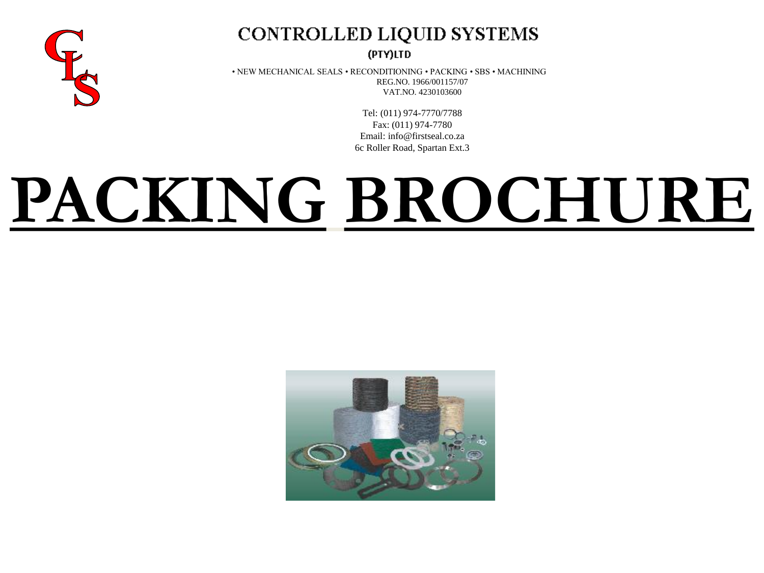# CONTROLLED LIQUID SYSTEMS

(PTY)LTD

• NEW MECHANICAL SEALS • RECONDITIONING • PACKING • SBS • MACHINING

REG.NO. 1966/001157/07

VAT.NO. 4230103600

Tel: (011) 974-7770/7788

Fax: (011) 974-7780

Email: info@firstseal.co.za

6c Roller Road, Spartan Ext.3

# PACKING BROCHURE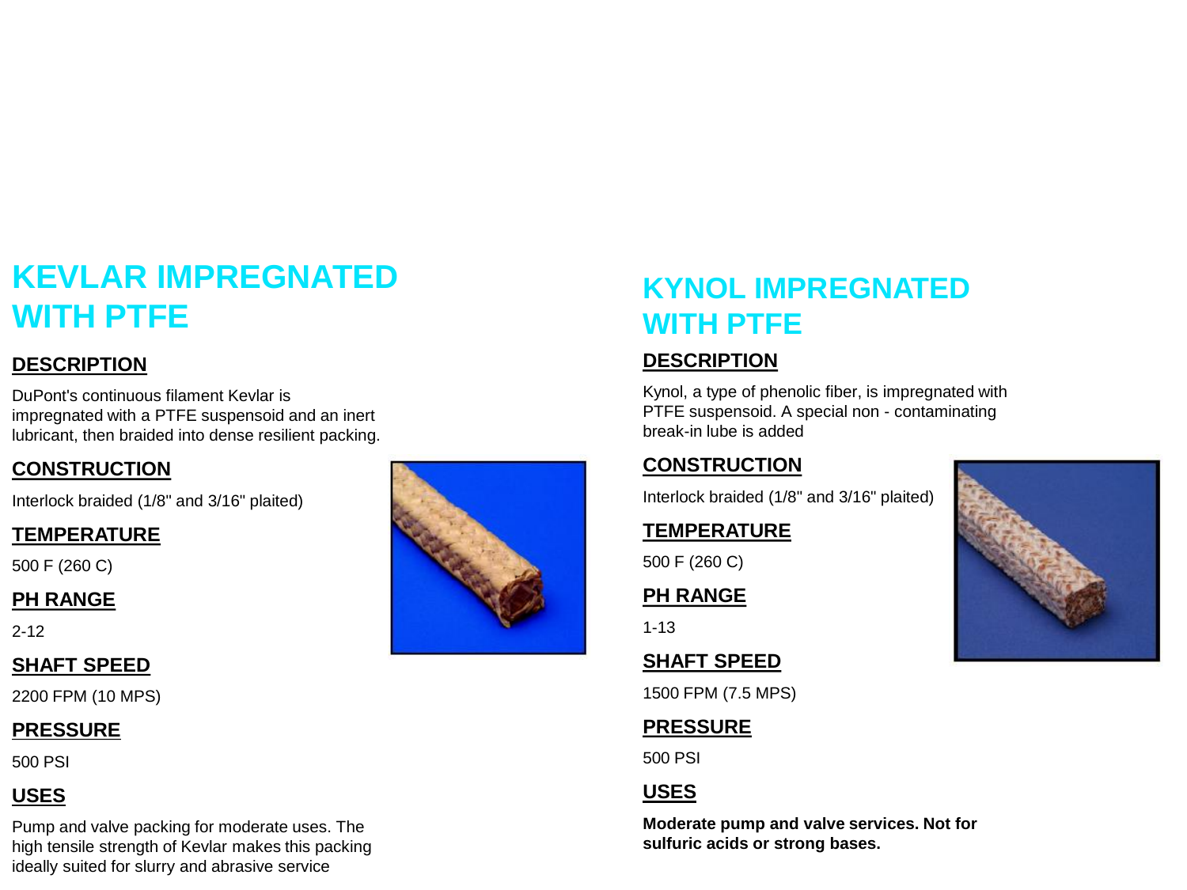# KEVLAR IMPREGNATED WITH PTFE

## DESCRIPTION

DuPont's continuous filament Kevlar is impregnated with a PTFE suspensoid and an inert lubricant, then braided into dense resilient packing.

## CONSTRUCTION

Interlock braided (1/8" and 3/16" plaited)

## TEMPERATURE

500 F (260 C)

## PH RANGE

2-12

## SHAFT SPEED

2200 FPM (10 MPS)

## PRESSURE

500 PSI

## USES

Pump and valve packing for moderate uses. The high tensile strength of Kevlar makes this packing ideally suited for slurry and abrasive service

# KYNOL IMPREGNATED WITH PTFE

## DESCRIPTION

Kynol, a type of phenolic fiber, is impregnated with PTFE suspensoid. A special non - contaminating break-in lube is added

## CONSTRUCTION

Interlock braided (1/8" and 3/16" plaited)

## TEMPERATURE

500 F (260 C)

## PH RANGE

1-13

## SHAFT SPEED

1500 FPM (7.5 MPS)

## PRESSURE

500 PSI

## USES

**Moderate pump and valve services. Not for sulfuric acids or strong bases.**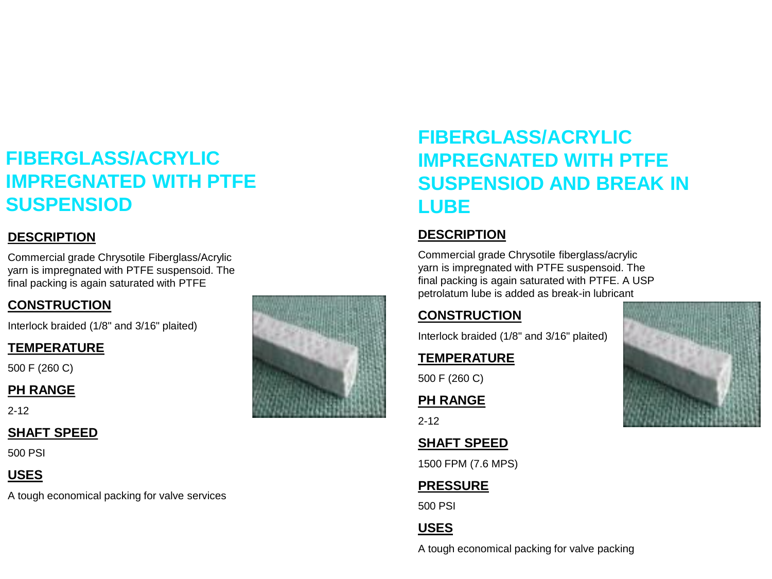# FIBERGLASS/ACRYLIC IMPREGNATED WITH PTFE SUSPENSIOD

**DESCRIPTION**

Commercial grade Chrysotile Fiberglass/Acrylic yarn is impregnated with PTFE suspensoid. The final packing is again saturated with PTFE

**CONSTRUCTION**

Interlock braided (1/8" and 3/16" plaited)

**TEMPERATURE**

500 F (260 C)

**PH RANGE**

2-12

**SHAFT SPEED**

500 PSI

**USES**

A tough economical packing for valve services

# FIBERGLASS/ACRYLIC IMPREGNATED WITH PTFE SUSPENSIOD AND BREAK IN LUBE

**DESCRIPTION**

Commercial grade Chrysotile fiberglass/acrylic yarn is impregnated with PTFE suspensoid. The final packing is again saturated with PTFE. A USP petrolatum lube is added as break-in lubricant

**CONSTRUCTION**

Interlock braided (1/8" and 3/16" plaited)

**TEMPERATURE**

500 F (260 C)

**PH RANGE**

2-12

**SHAFT SPEED**

1500 FPM (7.6 MPS)

**PRESSURE**

500 PSI

**USES**

A tough economical packing for valve packing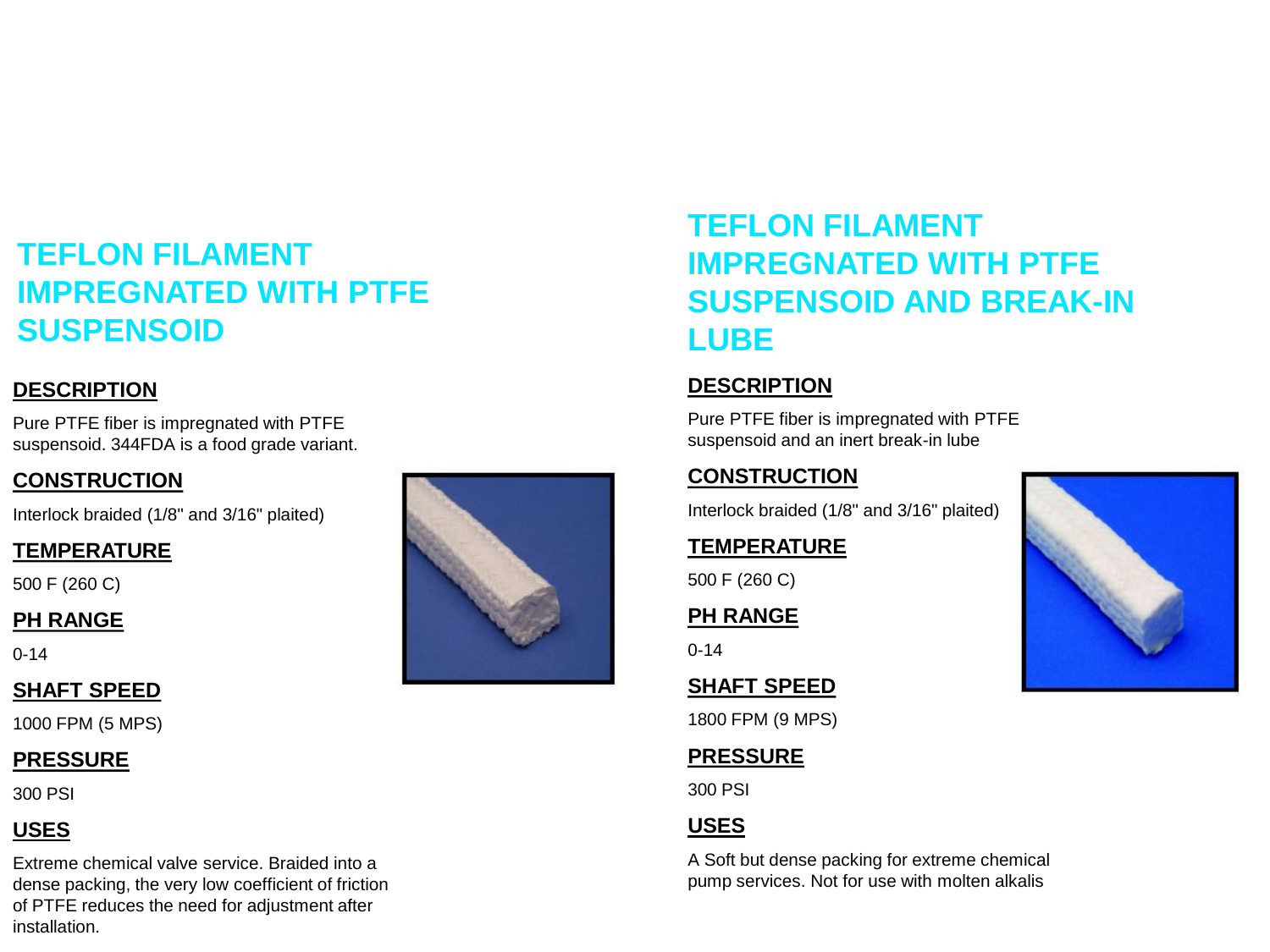# TEFLON FILAMENT IMPREGNATED WITH PTFE SUSPENSOID

## DESCRIPTION

Pure PTFE fiber is impregnated with PTFE suspensoid. 344FDA is a food grade variant.

## CONSTRUCTION

Interlock braided (1/8" and 3/16" plaited)

## TEMPERATURE

500 F (260 C)

## PH RANGE

0-14

## SHAFT SPEED

1000 FPM (5 MPS)

## PRESSURE

300 PSI

## USES

Extreme chemical valve service. Braided into a dense packing, the very low coefficient of friction of PTFE reduces the need for adjustment after installation.

# TEFLON FILAMENT IMPREGNATED WITH PTFE SUSPENSOID AND BREAK-IN LUBE

## DESCRIPTION

Pure PTFE fiber is impregnated with PTFE suspensoid and an inert break-in lube

## CONSTRUCTION

Interlock braided (1/8" and 3/16" plaited)

## TEMPERATURE

500 F (260 C)

## PH RANGE

0-14

## SHAFT SPEED

1800 FPM (9 MPS)

## PRESSURE

300 PSI

## USES

A Soft but dense packing for extreme chemical pump services. Not for use with molten alkalis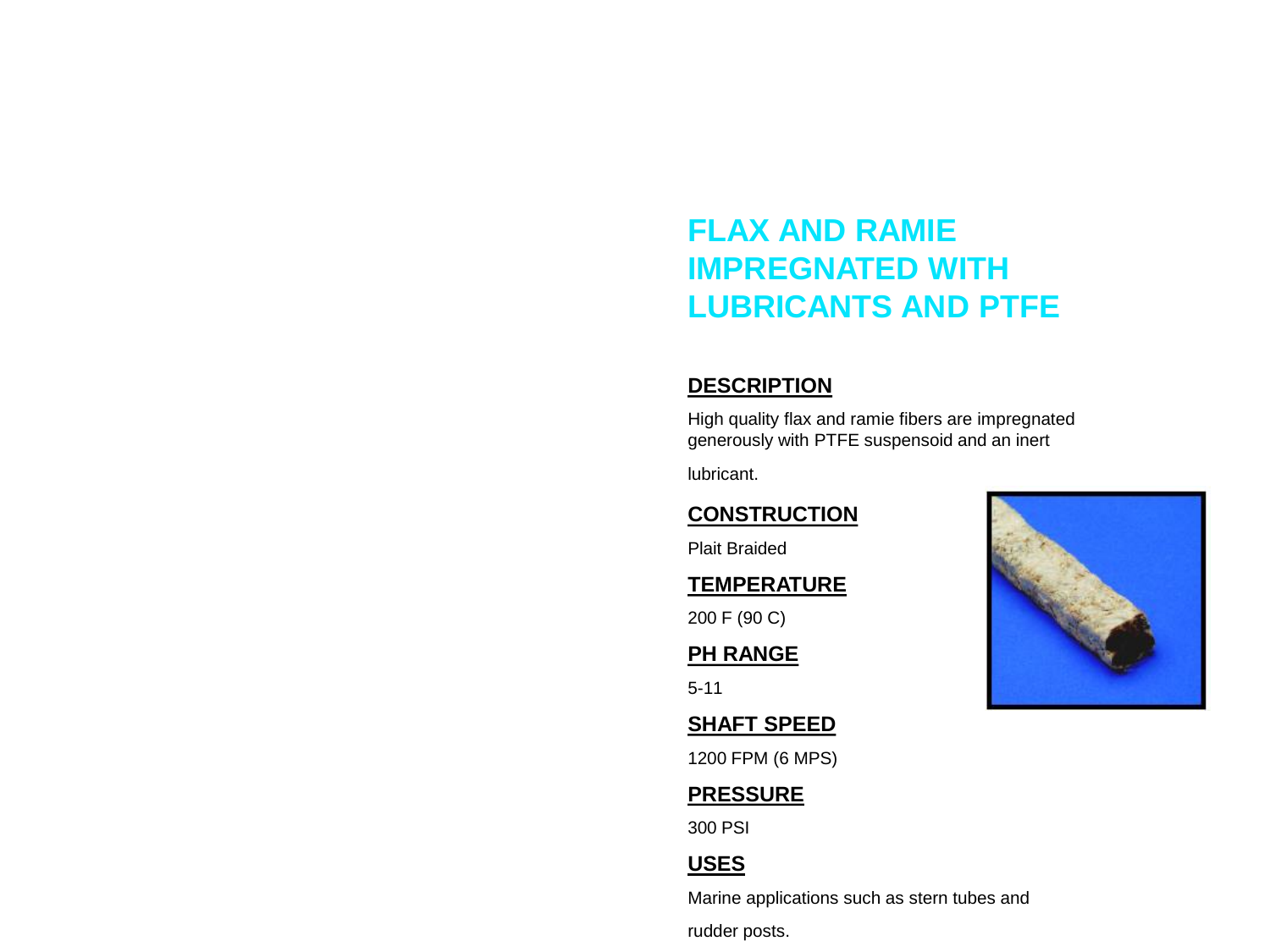# FLAX AND RAMIE IMPREGNATED WITH LUBRICANTS AND PTFE

## DESCRIPTION

High quality flax and ramie fibers are impregnated generously with PTFE suspensoid and an inert lubricant.

## CONSTRUCTION

Plait Braided

## TEMPERATURE

200 F (90 C)

## PH RANGE

5-11

## SHAFT SPEED

1200 FPM (6 MPS)

## PRESSURE

300 PSI

## USES

Marine applications such as stern tubes and rudder posts.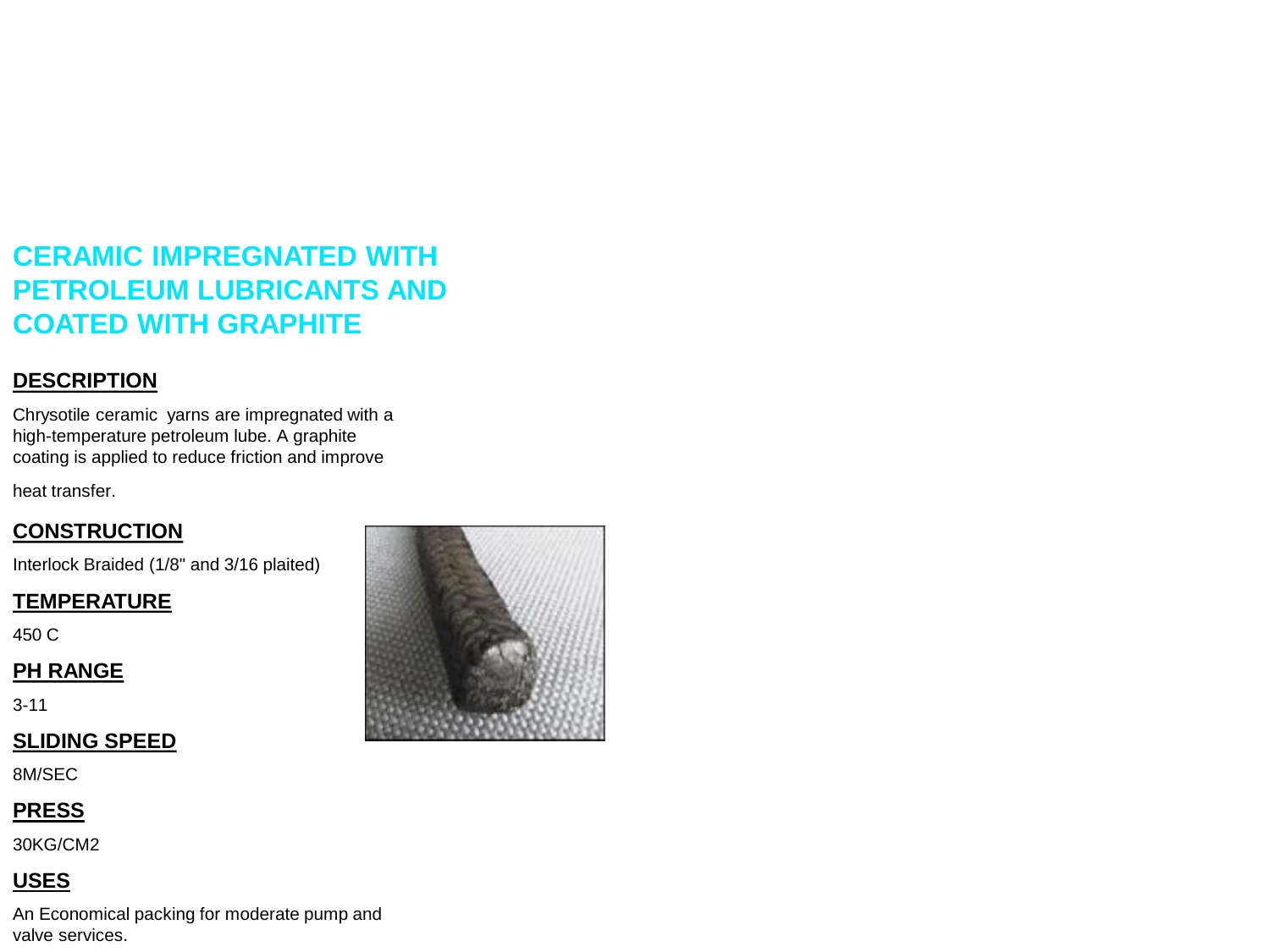# CERAMIC IMPREGNATED WITH PETROLEUM LUBRICANTS AND COATED WITH GRAPHITE

## DESCRIPTION

Chrysotile ceramic  yarns are impregnated with a high-temperature petroleum lube. A graphite coating is applied to reduce friction and improve

heat transfer.

## CONSTRUCTION

Interlock Braided (1/8" and 3/16 plaited)

## TEMPERATURE

450 C

## PH RANGE

3-11

## SLIDING SPEED

8M/SEC

## PRESS

30KG/CM2

## USES

An Economical packing for moderate pump and valve services.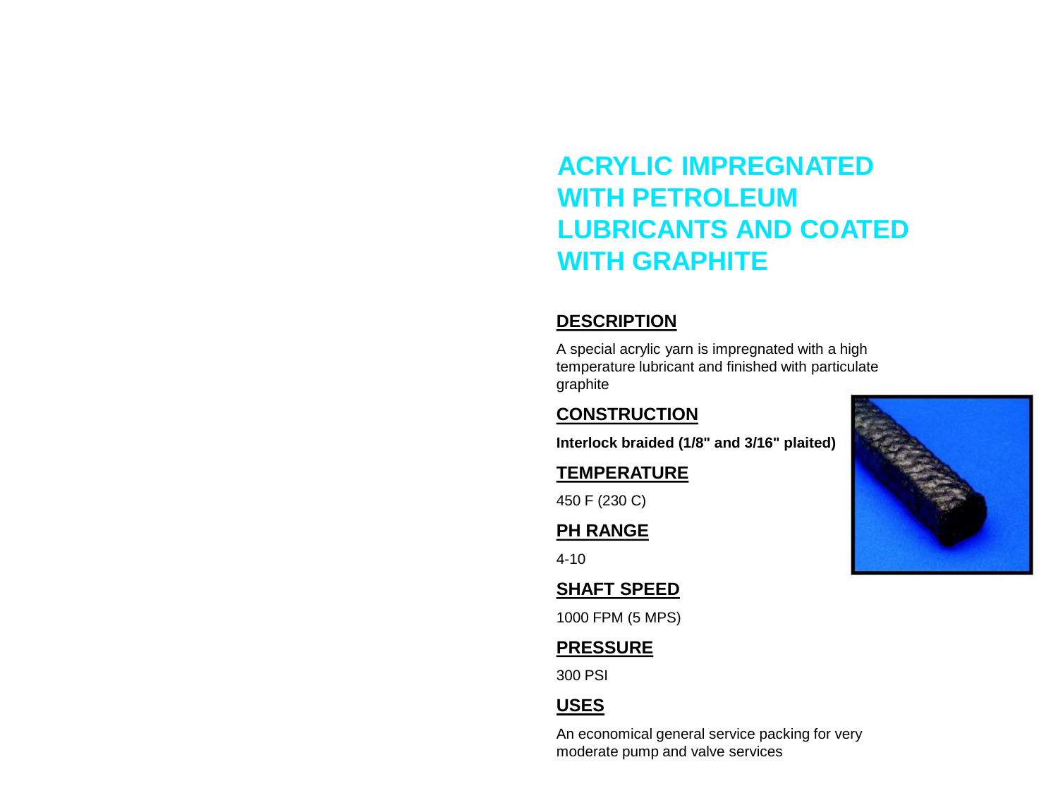# ACRYLIC IMPREGNATED WITH PETROLEUM LUBRICANTS AND COATED WITH GRAPHITE

## DESCRIPTION

A special acrylic yarn is impregnated with a high temperature lubricant and finished with particulate graphite

## CONSTRUCTION

**Interlock braided (1/8" and 3/16" plaited)**

## TEMPERATURE

450 F (230 C)

## PH RANGE

4-10

## SHAFT SPEED

1000 FPM (5 MPS)

## PRESSURE

300 PSI

## USES

An economical general service packing for very moderate pump and valve services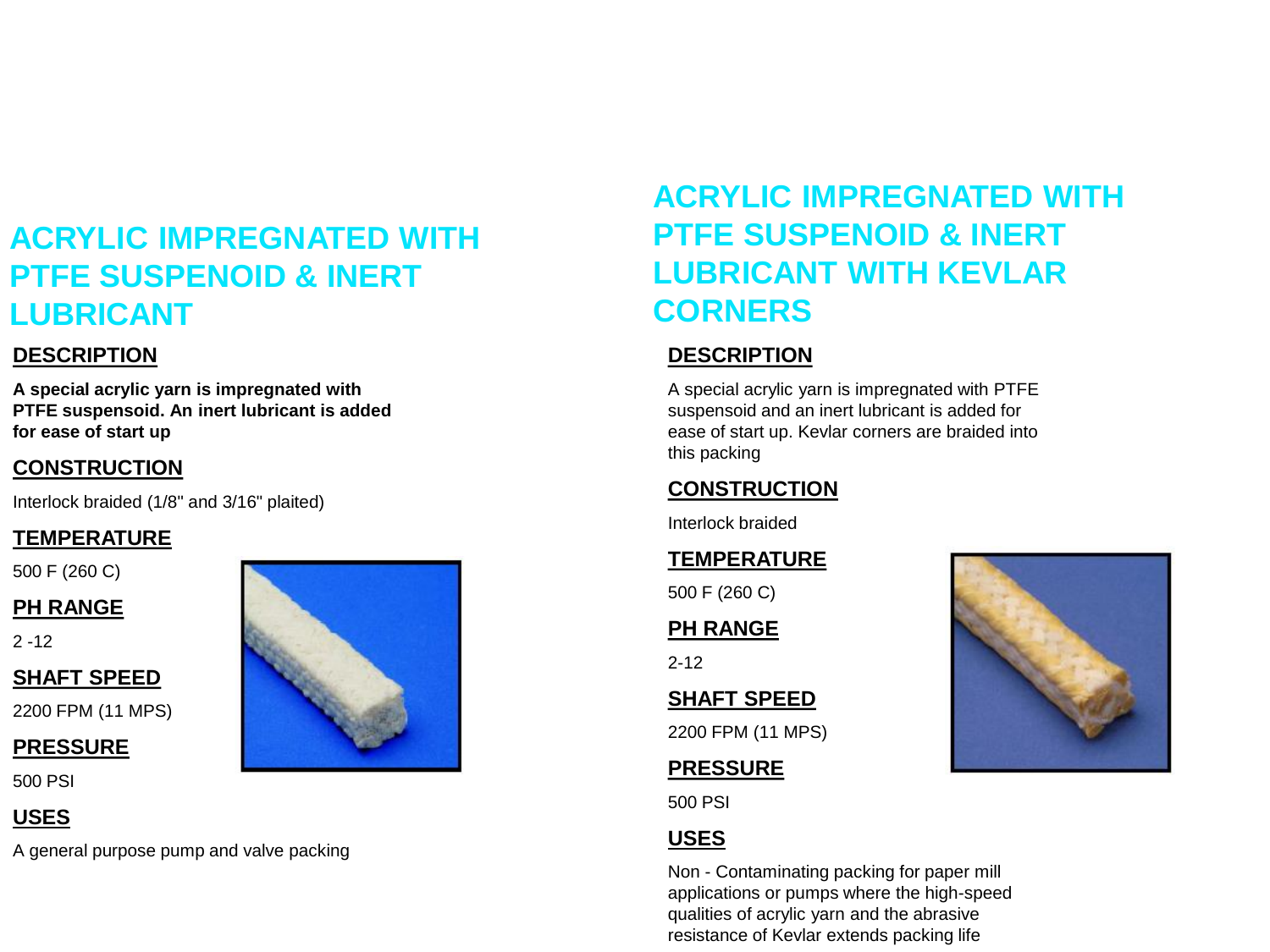## ACRYLIC IMPREGNATED WITH PTFE SUSPENOID & INERT LUBRICANT

**DESCRIPTION**

**A special acrylic yarn is impregnated with PTFE suspensoid. An inert lubricant is added for ease of start up**

**CONSTRUCTION**

Interlock braided (1/8" and 3/16" plaited)

**TEMPERATURE**

500 F (260 C)

**PH RANGE**

2 -12

**SHAFT SPEED**

2200 FPM (11 MPS)

**PRESSURE**

500 PSI

**USES**

A general purpose pump and valve packing

## ACRYLIC IMPREGNATED WITH PTFE SUSPENOID & INERT LUBRICANT WITH KEVLAR CORNERS

**DESCRIPTION**

A special acrylic yarn is impregnated with PTFE suspensoid and an inert lubricant is added for ease of start up. Kevlar corners are braided into this packing

**CONSTRUCTION**

Interlock braided

**TEMPERATURE**

500 F (260 C)

**PH RANGE**

2-12

**SHAFT SPEED**

2200 FPM (11 MPS)

**PRESSURE**

500 PSI

**USES**

Non - Contaminating packing for paper mill applications or pumps where the high-speed qualities of acrylic yarn and the abrasive resistance of Kevlar extends packing life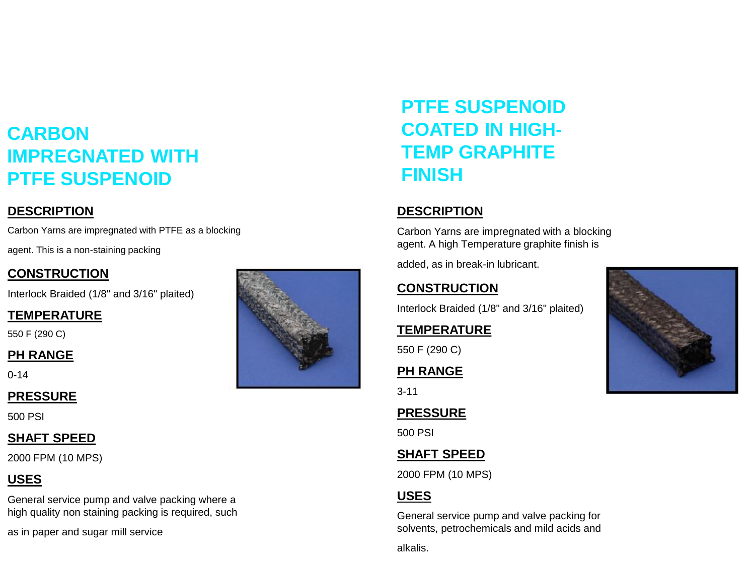# CARBON IMPREGNATED WITH PTFE SUSPENOID

## DESCRIPTION

Carbon Yarns are impregnated with PTFE as a blocking agent. This is a non-staining packing

## CONSTRUCTION

Interlock Braided (1/8" and 3/16" plaited)

## TEMPERATURE

550 F (290 C)

## PH RANGE

0-14

## PRESSURE

500 PSI

## SHAFT SPEED

2000 FPM (10 MPS)

## USES

General service pump and valve packing where a high quality non staining packing is required, such as in paper and sugar mill service

# PTFE SUSPENOID COATED IN HIGH-TEMP GRAPHITE FINISH

## DESCRIPTION

Carbon Yarns are impregnated with a blocking agent. A high Temperature graphite finish is added, as in break-in lubricant.

## CONSTRUCTION

Interlock Braided (1/8" and 3/16" plaited)

## TEMPERATURE

550 F (290 C)

## PH RANGE

3-11

## PRESSURE

500 PSI

## SHAFT SPEED

2000 FPM (10 MPS)

## USES

General service pump and valve packing for solvents, petrochemicals and mild acids and alkalis.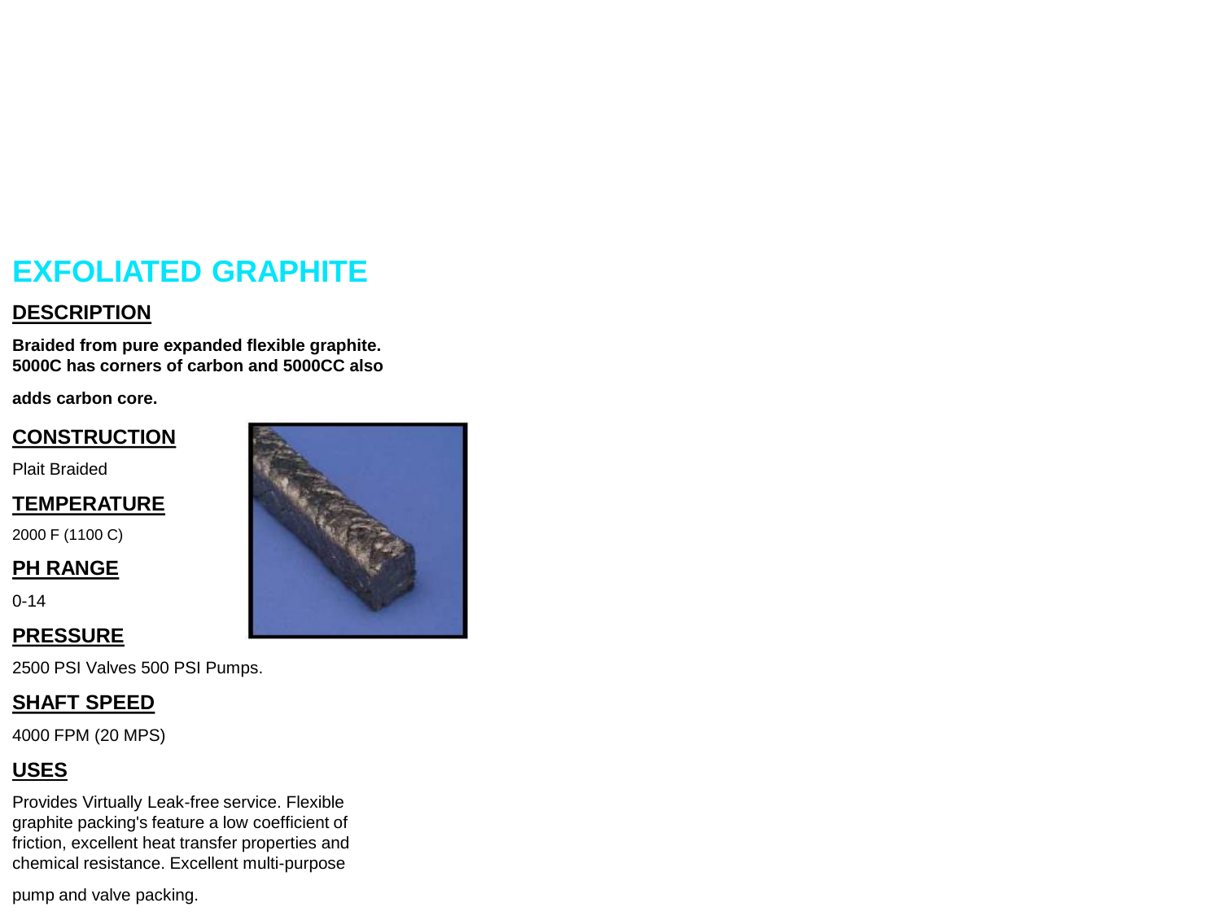# EXFOLIATED GRAPHITE

## DESCRIPTION

**Braided from pure expanded flexible graphite. 5000C has corners of carbon and 5000CC also adds carbon core.**

## CONSTRUCTION

Plait Braided

## TEMPERATURE

2000 F (1100 C)

## PH RANGE

0-14

## PRESSURE

2500 PSI Valves 500 PSI Pumps.

## SHAFT SPEED

4000 FPM (20 MPS)

## USES

Provides Virtually Leak-free service. Flexible graphite packing's feature a low coefficient of friction, excellent heat transfer properties and chemical resistance. Excellent multi-purpose pump and valve packing.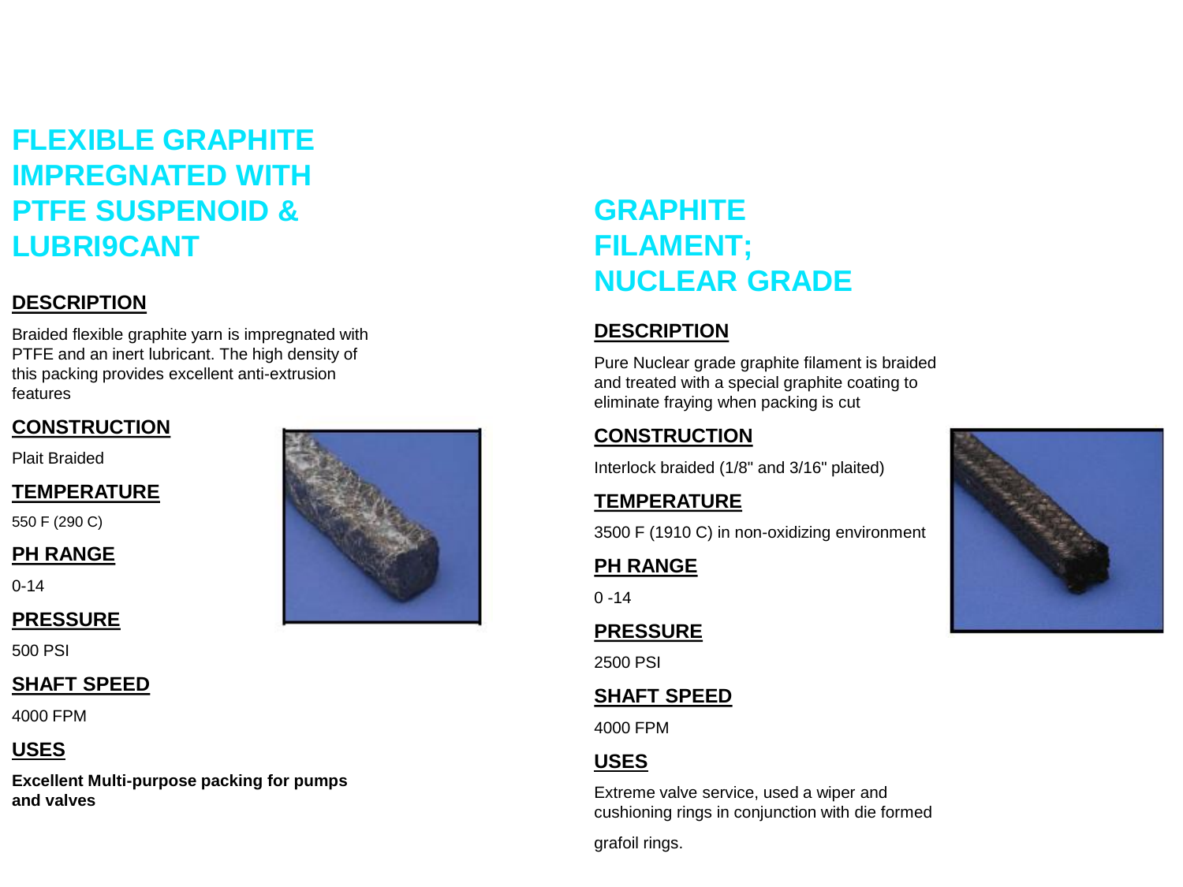# FLEXIBLE GRAPHITE IMPREGNATED WITH PTFE SUSPENOID & LUBRI9CANT

## DESCRIPTION

Braided flexible graphite yarn is impregnated with PTFE and an inert lubricant. The high density of this packing provides excellent anti-extrusion features

## CONSTRUCTION

Plait Braided

## TEMPERATURE

550 F (290 C)

## PH RANGE

0-14

## PRESSURE

500 PSI

## SHAFT SPEED

4000 FPM

## USES

**Excellent Multi-purpose packing for pumps and valves**

# GRAPHITE FILAMENT; NUCLEAR GRADE

## DESCRIPTION

Pure Nuclear grade graphite filament is braided and treated with a special graphite coating to eliminate fraying when packing is cut

## CONSTRUCTION

Interlock braided (1/8" and 3/16" plaited)

## TEMPERATURE

3500 F (1910 C) in non-oxidizing environment

## PH RANGE

0 -14

## PRESSURE

2500 PSI

## SHAFT SPEED

4000 FPM

## USES

Extreme valve service, used a wiper and cushioning rings in conjunction with die formed

grafoil rings.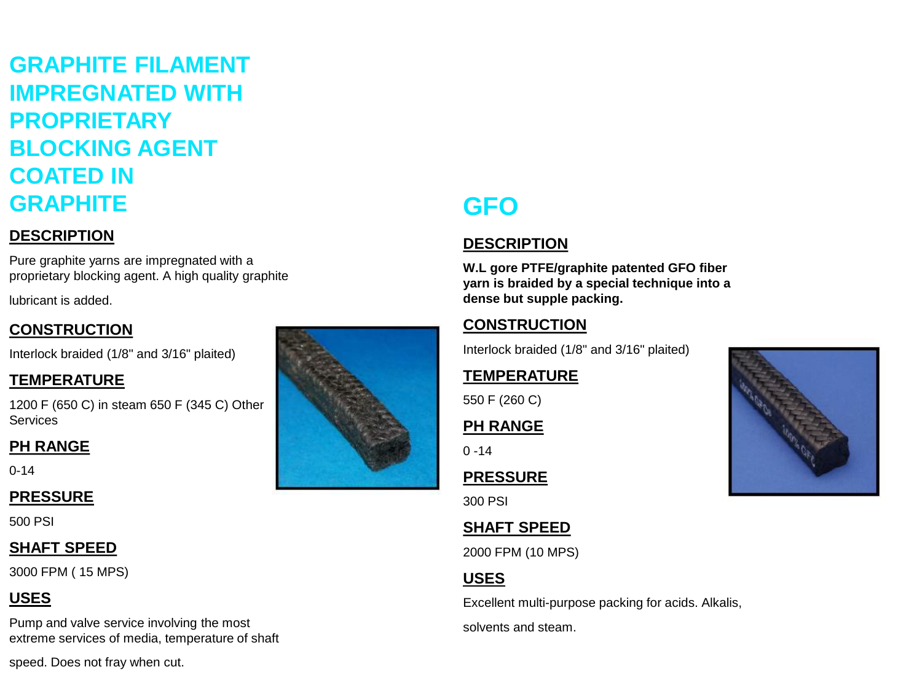# GRAPHITE FILAMENT IMPREGNATED WITH PROPRIETARY BLOCKING AGENT COATED IN GRAPHITE

## DESCRIPTION

Pure graphite yarns are impregnated with a proprietary blocking agent. A high quality graphite

lubricant is added.

## CONSTRUCTION

Interlock braided (1/8" and 3/16" plaited)

## TEMPERATURE

1200 F (650 C) in steam 650 F (345 C) Other Services

## PH RANGE

0-14

## PRESSURE

500 PSI

## SHAFT SPEED

3000 FPM ( 15 MPS)

## USES

Pump and valve service involving the most extreme services of media, temperature of shaft

speed. Does not fray when cut.

# GFO

## DESCRIPTION

**W.L gore PTFE/graphite patented GFO fiber yarn is braided by a special technique into a dense but supple packing.**

## CONSTRUCTION

Interlock braided (1/8" and 3/16" plaited)

## TEMPERATURE

550 F (260 C)

## PH RANGE

0 -14

## PRESSURE

300 PSI

## SHAFT SPEED

2000 FPM (10 MPS)

## USES

Excellent multi-purpose packing for acids. Alkalis,

solvents and steam.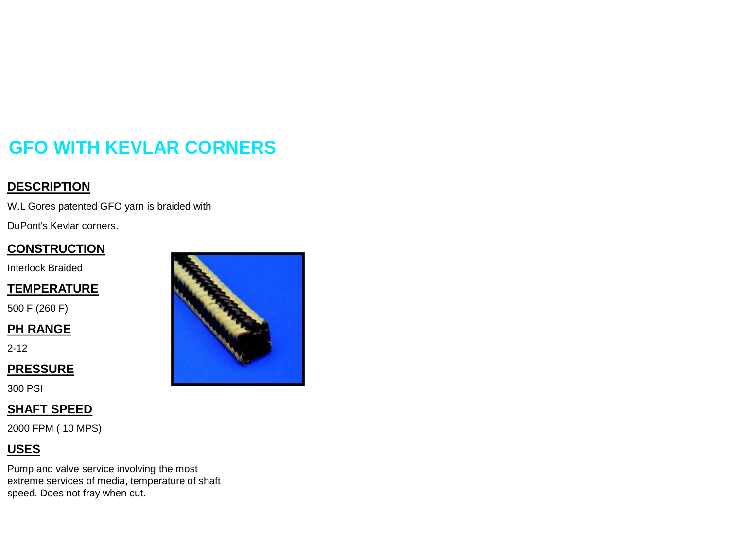# GFO WITH KEVLAR CORNERS

## DESCRIPTION

W.L Gores patented GFO yarn is braided with

DuPont's Kevlar corners.

## CONSTRUCTION

Interlock Braided

## TEMPERATURE

500 F (260 F)

## PH RANGE

2-12

## PRESSURE

300 PSI

## SHAFT SPEED

2000 FPM ( 10 MPS)

## USES

Pump and valve service involving the most extreme services of media, temperature of shaft speed. Does not fray when cut.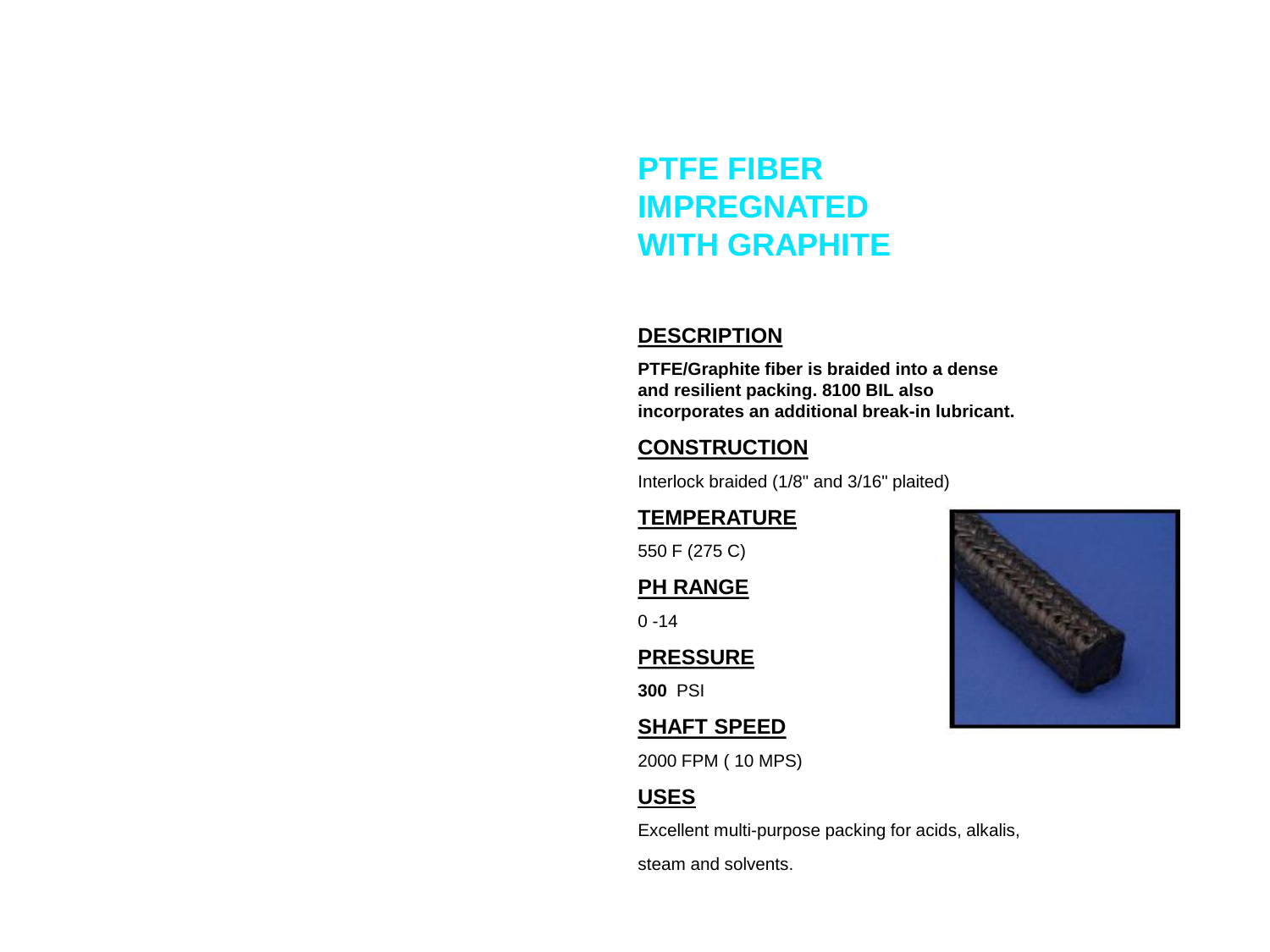# PTFE FIBER IMPREGNATED WITH GRAPHITE

## DESCRIPTION

**PTFE/Graphite fiber is braided into a dense and resilient packing. 8100 BIL also incorporates an additional break-in lubricant.**

## CONSTRUCTION

Interlock braided (1/8" and 3/16" plaited)

## TEMPERATURE

550 F (275 C)

## PH RANGE

0 -14

## PRESSURE

**300** PSI

## SHAFT SPEED

2000 FPM ( 10 MPS)

## USES

Excellent multi-purpose packing for acids, alkalis, steam and solvents.